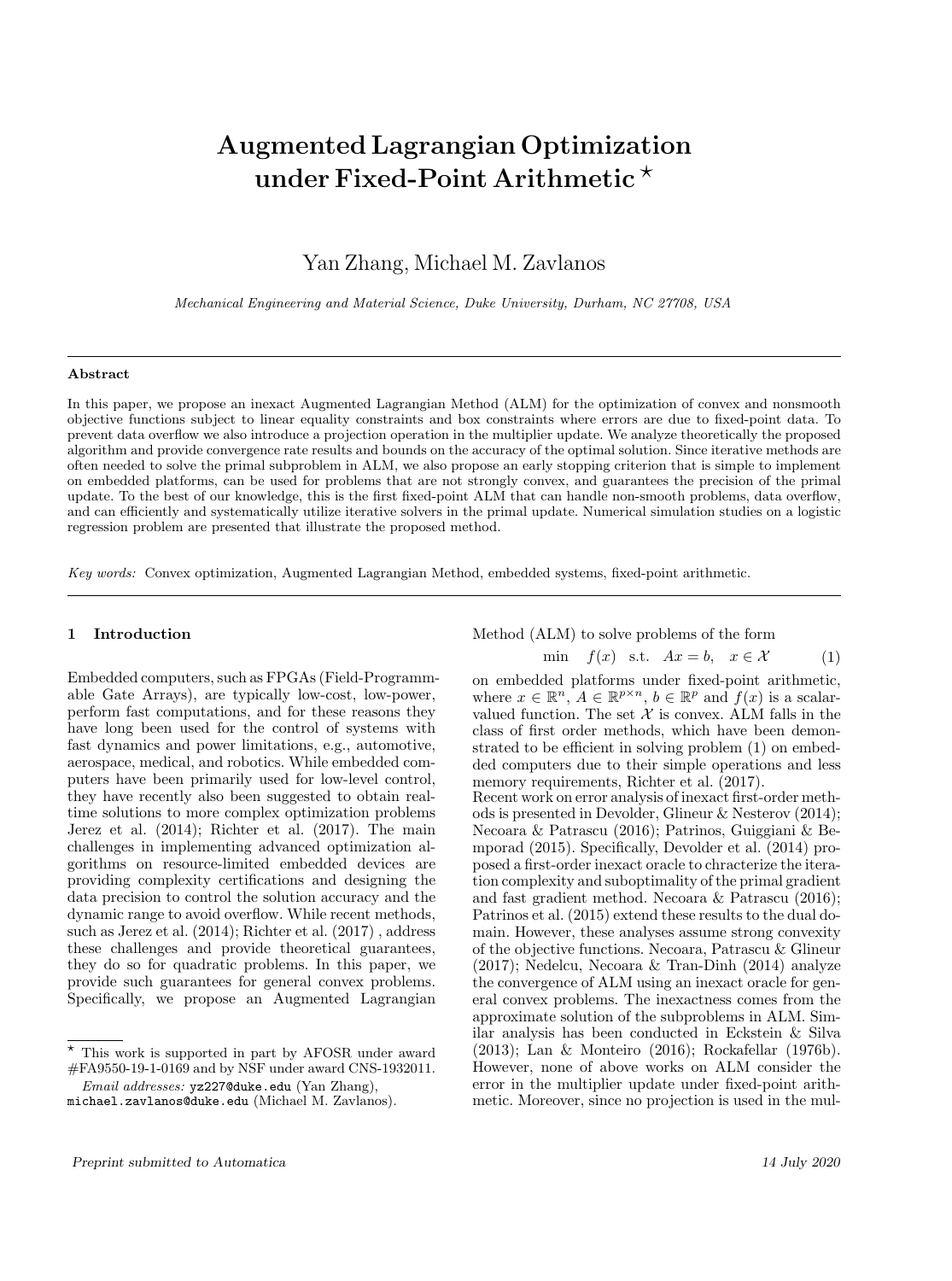# Augmented Lagrangian Optimization under Fixed-Point Arithmetic ⋆

Yan Zhang, Michael M. Zavlanos

*Mechanical Engineering and Material Science, Duke University, Durham, NC 27708, USA*

---

**Abstract**

In this paper, we propose an inexact Augmented Lagrangian Method (ALM) for the optimization of convex and nonsmooth objective functions subject to linear equality constraints and box constraints where errors are due to fixed-point data. To prevent data overflow we also introduce a projection operation in the multiplier update. We analyze theoretically the proposed algorithm and provide convergence rate results and bounds on the accuracy of the optimal solution. Since iterative methods are often needed to solve the primal subproblem in ALM, we also propose an early stopping criterion that is simple to implement on embedded platforms, can be used for problems that are not strongly convex, and guarantees the precision of the primal update. To the best of our knowledge, this is the first fixed-point ALM that can handle non-smooth problems, data overflow, and can efficiently and systematically utilize iterative solvers in the primal update. Numerical simulation studies on a logistic regression problem are presented that illustrate the proposed method.

*Key words:* Convex optimization, Augmented Lagrangian Method, embedded systems, fixed-point arithmetic.

---

## 1 Introduction

Embedded computers, such as FPGAs (Field-Programmable Gate Arrays), are typically low-cost, low-power, perform fast computations, and for these reasons they have long been used for the control of systems with fast dynamics and power limitations, e.g., automotive, aerospace, medical, and robotics. While embedded computers have been primarily used for low-level control, they have recently also been suggested to obtain real-time solutions to more complex optimization problems Jerez et al. (2014); Richter et al. (2017). The main challenges in implementing advanced optimization algorithms on resource-limited embedded devices are providing complexity certifications and designing the data precision to control the solution accuracy and the dynamic range to avoid overflow. While recent methods, such as Jerez et al. (2014); Richter et al. (2017) , address these challenges and provide theoretical guarantees, they do so for quadratic problems. In this paper, we provide such guarantees for general convex problems. Specifically, we propose an Augmented Lagrangian Method (ALM) to solve problems of the form

$$\min \quad f(x) \quad \text{s.t.} \quad Ax = b, \quad x \in \mathcal{X} \tag{1}$$

on embedded platforms under fixed-point arithmetic, where $x \in \mathbb{R}^n$, $A \in \mathbb{R}^{p\times n}$, $b \in \mathbb{R}^p$ and $f(x)$ is a scalar-valued function. The set $\mathcal{X}$ is convex. ALM falls in the class of first order methods, which have been demonstrated to be efficient in solving problem (1) on embedded computers due to their simple operations and less memory requirements, Richter et al. (2017).

Recent work on error analysis of inexact first-order methods is presented in Devolder, Glineur & Nesterov (2014); Necoara & Patrascu (2016); Patrinos, Guiggiani & Bemporad (2015). Specifically, Devolder et al. (2014) proposed a first-order inexact oracle to chracterize the iteration complexity and suboptimality of the primal gradient and fast gradient method. Necoara & Patrascu (2016); Patrinos et al. (2015) extend these results to the dual domain. However, these analyses assume strong convexity of the objective functions. Necoara, Patrascu & Glineur (2017); Nedelcu, Necoara & Tran-Dinh (2014) analyze the convergence of ALM using an inexact oracle for general convex problems. The inexactness comes from the approximate solution of the subproblems in ALM. Similar analysis has been conducted in Eckstein & Silva (2013); Lan & Monteiro (2016); Rockafellar (1976b). However, none of above works on ALM consider the error in the multiplier update under fixed-point arithmetic. Moreover, since no projection is used in the mul-

⋆ This work is supported in part by AFOSR under award #FA9550-19-1-0169 and by NSF under award CNS-1932011.

*Email addresses:* yz227@duke.edu (Yan Zhang), michael.zavlanos@duke.edu (Michael M. Zavlanos).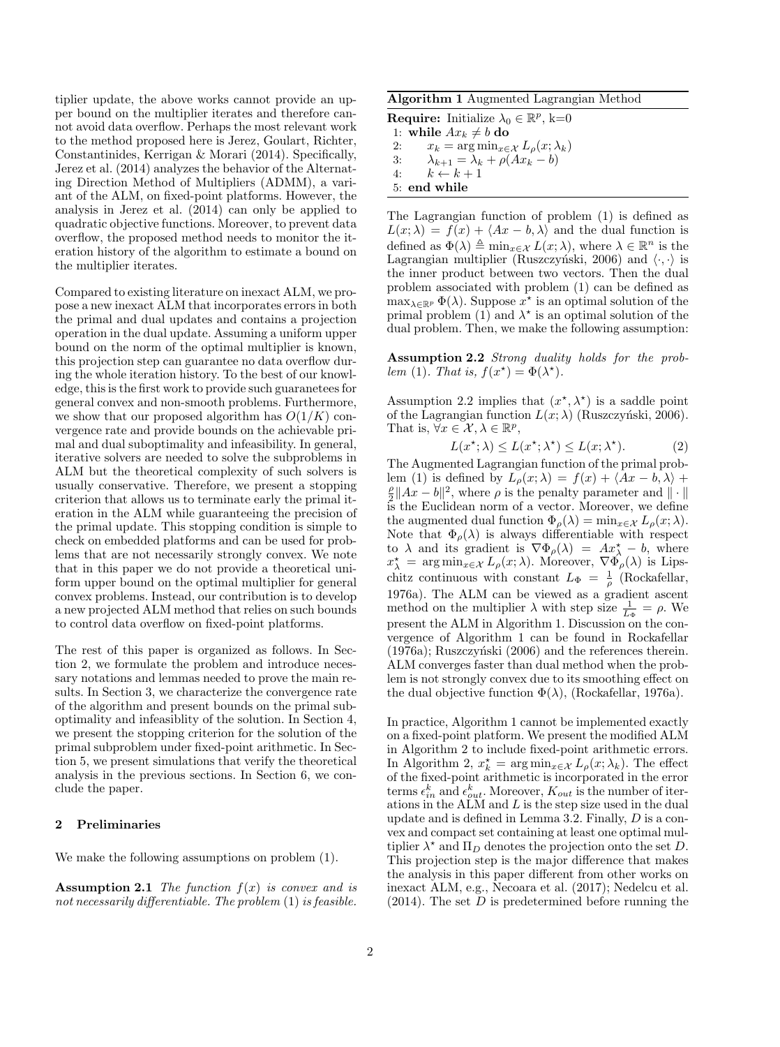tiplier update, the above works cannot provide an upper bound on the multiplier iterates and therefore cannot avoid data overflow. Perhaps the most relevant work to the method proposed here is Jerez, Goulart, Richter, Constantinides, Kerrigan & Morari (2014). Specifically, Jerez et al. (2014) analyzes the behavior of the Alternating Direction Method of Multipliers (ADMM), a variant of the ALM, on fixed-point platforms. However, the analysis in Jerez et al. (2014) can only be applied to quadratic objective functions. Moreover, to prevent data overflow, the proposed method needs to monitor the iteration history of the algorithm to estimate a bound on the multiplier iterates.

Compared to existing literature on inexact ALM, we propose a new inexact ALM that incorporates errors in both the primal and dual updates and contains a projection operation in the dual update. Assuming a uniform upper bound on the norm of the optimal multiplier is known, this projection step can guarantee no data overflow during the whole iteration history. To the best of our knowledge, this is the first work to provide such guaranetees for general convex and non-smooth problems. Furthermore, we show that our proposed algorithm has $O(1/K)$ convergence rate and provide bounds on the achievable primal and dual suboptimality and infeasibility. In general, iterative solvers are needed to solve the subproblems in ALM but the theoretical complexity of such solvers is usually conservative. Therefore, we present a stopping criterion that allows us to terminate early the primal iteration in the ALM while guaranteeing the precision of the primal update. This stopping condition is simple to check on embedded platforms and can be used for problems that are not necessarily strongly convex. We note that in this paper we do not provide a theoretical uniform upper bound on the optimal multiplier for general convex problems. Instead, our contribution is to develop a new projected ALM method that relies on such bounds to control data overflow on fixed-point platforms.

The rest of this paper is organized as follows. In Section 2, we formulate the problem and introduce necessary notations and lemmas needed to prove the main results. In Section 3, we characterize the convergence rate of the algorithm and present bounds on the primal suboptimality and infeasiblity of the solution. In Section 4, we present the stopping criterion for the solution of the primal subproblem under fixed-point arithmetic. In Section 5, we present simulations that verify the theoretical analysis in the previous sections. In Section 6, we conclude the paper.

## 2 Preliminaries

We make the following assumptions on problem (1).

**Assumption 2.1** *The function $f(x)$ is convex and is not necessarily differentiable. The problem (1) is feasible.*

**Algorithm 1** Augmented Lagrangian Method

**Require:** Initialize $\lambda_0 \in \mathbb{R}^p$, k=0
1: **while** $Ax_k \neq b$ **do**
2: $\quad x_k = \arg\min_{x\in\mathcal{X}} L_\rho(x;\lambda_k)$
3: $\quad \lambda_{k+1} = \lambda_k + \rho(Ax_k - b)$
4: $\quad k \leftarrow k+1$
5: **end while**

The Lagrangian function of problem (1) is defined as $L(x;\lambda) = f(x) + \langle Ax-b, \lambda\rangle$ and the dual function is defined as $\Phi(\lambda) \triangleq \min_{x\in\mathcal{X}} L(x;\lambda)$, where $\lambda \in \mathbb{R}^n$ is the Lagrangian multiplier (Ruszczyński, 2006) and $\langle\cdot,\cdot\rangle$ is the inner product between two vectors. Then the dual problem associated with problem (1) can be defined as $\max_{\lambda\in\mathbb{R}^p} \Phi(\lambda)$. Suppose $x^\star$ is an optimal solution of the primal problem (1) and $\lambda^\star$ is an optimal solution of the dual problem. Then, we make the following assumption:

**Assumption 2.2** *Strong duality holds for the problem (1). That is, $f(x^\star) = \Phi(\lambda^\star)$.*

Assumption 2.2 implies that $(x^\star, \lambda^\star)$ is a saddle point of the Lagrangian function $L(x;\lambda)$ (Ruszczyński, 2006). That is, $\forall x \in \mathcal{X}, \lambda \in \mathbb{R}^p$,

$$L(x^\star;\lambda) \leq L(x^\star;\lambda^\star) \leq L(x;\lambda^\star). \tag{2}$$

The Augmented Lagrangian function of the primal problem (1) is defined by $L_\rho(x;\lambda) = f(x) + \langle Ax-b, \lambda\rangle + \frac{\rho}{2}\|Ax-b\|^2$, where $\rho$ is the penalty parameter and $\|\cdot\|$ is the Euclidean norm of a vector. Moreover, we define the augmented dual function $\Phi_\rho(\lambda) = \min_{x\in\mathcal{X}} L_\rho(x;\lambda)$. Note that $\Phi_\rho(\lambda)$ is always differentiable with respect to $\lambda$ and its gradient is $\nabla\Phi_\rho(\lambda) = Ax^\star_\lambda - b$, where $x^\star_\lambda = \arg\min_{x\in\mathcal{X}} L_\rho(x;\lambda)$. Moreover, $\nabla\Phi_\rho(\lambda)$ is Lipschitz continuous with constant $L_\Phi = \frac{1}{\rho}$ (Rockafellar, 1976a). The ALM can be viewed as a gradient ascent method on the multiplier $\lambda$ with step size $\frac{1}{L_\Phi} = \rho$. We present the ALM in Algorithm 1. Discussion on the convergence of Algorithm 1 can be found in Rockafellar (1976a); Ruszczyński (2006) and the references therein. ALM converges faster than dual method when the problem is not strongly convex due to its smoothing effect on the dual objective function $\Phi(\lambda)$, (Rockafellar, 1976a).

In practice, Algorithm 1 cannot be implemented exactly on a fixed-point platform. We present the modified ALM in Algorithm 2 to include fixed-point arithmetic errors. In Algorithm 2, $x^\star_k = \arg\min_{x\in\mathcal{X}} L_\rho(x;\lambda_k)$. The effect of the fixed-point arithmetic is incorporated in the error terms $\epsilon^k_{in}$ and $\epsilon^k_{out}$. Moreover, $K_{out}$ is the number of iterations in the ALM and $L$ is the step size used in the dual update and is defined in Lemma 3.2. Finally, $D$ is a convex and compact set containing at least one optimal multiplier $\lambda^\star$ and $\Pi_D$ denotes the projection onto the set $D$. This projection step is the major difference that makes the analysis in this paper different from other works on inexact ALM, e.g., Necoara et al. (2017); Nedelcu et al. (2014). The set $D$ is predetermined before running the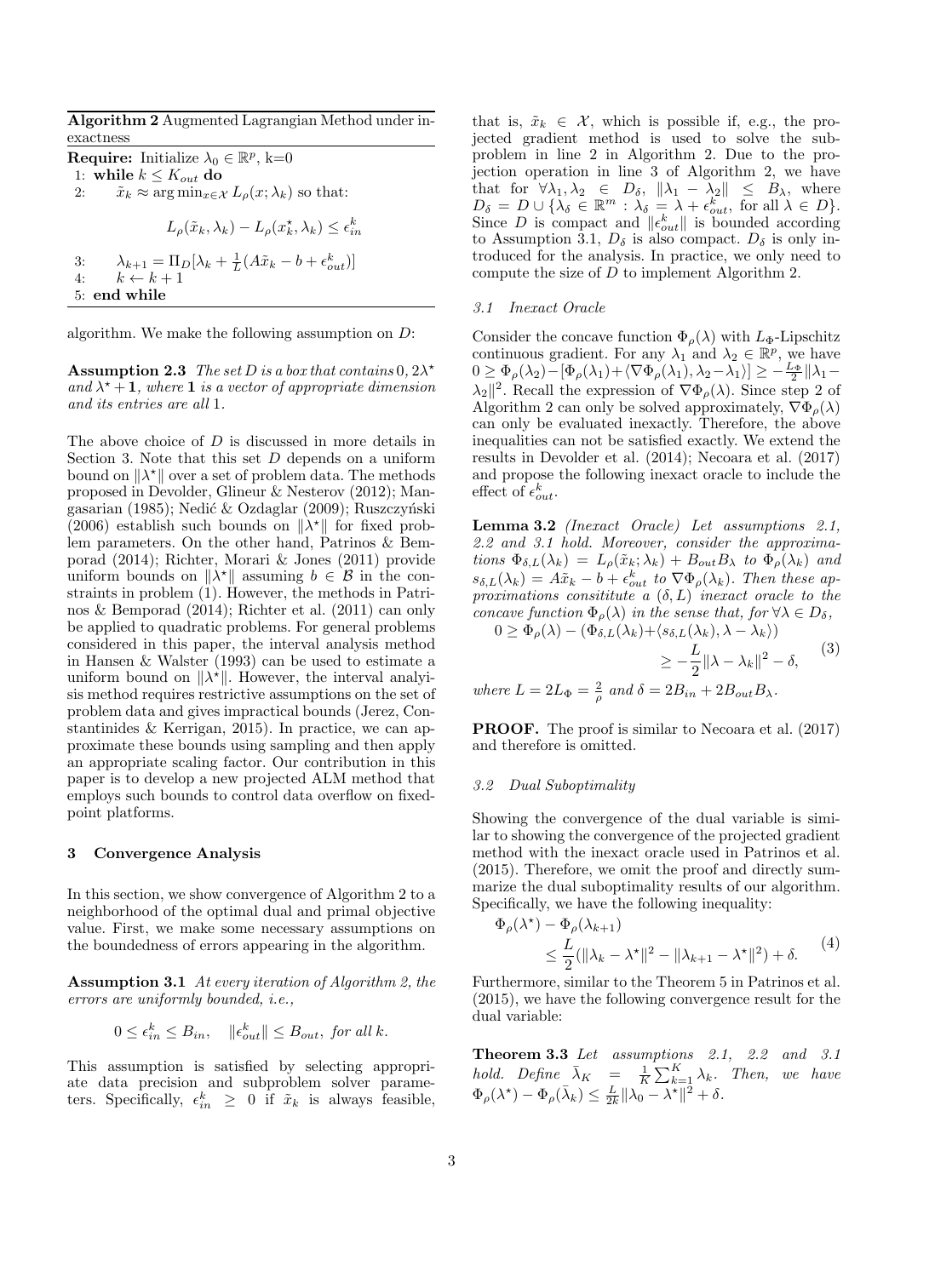**Algorithm 2** Augmented Lagrangian Method under inexactness

**Require:** Initialize $\lambda_0 \in \mathbb{R}^p$, k=0

1: **while** $k \leq K_{out}$ **do**

2: $\quad \tilde{x}_k \approx \arg\min_{x\in\mathcal{X}} L_\rho(x;\lambda_k)$ so that:

$$L_\rho(\tilde{x}_k, \lambda_k) - L_\rho(x_k^\star, \lambda_k) \leq \epsilon_{in}^k$$

3: $\quad \lambda_{k+1} = \Pi_D[\lambda_k + \frac{1}{L}(A\tilde{x}_k - b + \epsilon_{out}^k)]$

4: $\quad k \leftarrow k+1$

5: **end while**

algorithm. We make the following assumption on $D$:

**Assumption 2.3** *The set $D$ is a box that contains $0, 2\lambda^\star$ and $\lambda^\star + \mathbf{1}$, where $\mathbf{1}$ is a vector of appropriate dimension and its entries are all 1.*

The above choice of $D$ is discussed in more details in Section 3. Note that this set $D$ depends on a uniform bound on $\|\lambda^\star\|$ over a set of problem data. The methods proposed in Devolder, Glineur & Nesterov (2012); Mangasarian (1985); Nedić & Ozdaglar (2009); Ruszczyński (2006) establish such bounds on $\|\lambda^\star\|$ for fixed problem parameters. On the other hand, Patrinos & Bemporad (2014); Richter, Morari & Jones (2011) provide uniform bounds on $\|\lambda^\star\|$ assuming $b \in \mathcal{B}$ in the constraints in problem (1). However, the methods in Patrinos & Bemporad (2014); Richter et al. (2011) can only be applied to quadratic problems. For general problems considered in this paper, the interval analysis method in Hansen & Walster (1993) can be used to estimate a uniform bound on $\|\lambda^\star\|$. However, the interval analyisis method requires restrictive assumptions on the set of problem data and gives impractical bounds (Jerez, Constantinides & Kerrigan, 2015). In practice, we can approximate these bounds using sampling and then apply an appropriate scaling factor. Our contribution in this paper is to develop a new projected ALM method that employs such bounds to control data overflow on fixed-point platforms.

## 3 Convergence Analysis

In this section, we show convergence of Algorithm 2 to a neighborhood of the optimal dual and primal objective value. First, we make some necessary assumptions on the boundedness of errors appearing in the algorithm.

**Assumption 3.1** *At every iteration of Algorithm 2, the errors are uniformly bounded, i.e.,*

$$0 \leq \epsilon_{in}^k \leq B_{in}, \quad \|\epsilon_{out}^k\| \leq B_{out}, \text{ for all } k.$$

This assumption is satisfied by selecting appropriate data precision and subproblem solver parameters. Specifically, $\epsilon_{in}^k \geq 0$ if $\tilde{x}_k$ is always feasible, that is, $\tilde{x}_k \in \mathcal{X}$, which is possible if, e.g., the projected gradient method is used to solve the subproblem in line 2 in Algorithm 2. Due to the projection operation in line 3 of Algorithm 2, we have that for $\forall \lambda_1, \lambda_2 \in D_\delta$, $\|\lambda_1 - \lambda_2\| \leq B_\lambda$, where $D_\delta = D \cup \{\lambda_\delta \in \mathbb{R}^m : \lambda_\delta = \lambda + \epsilon_{out}^k, \text{ for all } \lambda \in D\}$. Since $D$ is compact and $\|\epsilon_{out}^k\|$ is bounded according to Assumption 3.1, $D_\delta$ is also compact. $D_\delta$ is only introduced for the analysis. In practice, we only need to compute the size of $D$ to implement Algorithm 2.

### 3.1 Inexact Oracle

Consider the concave function $\Phi_\rho(\lambda)$ with $L_\Phi$-Lipschitz continuous gradient. For any $\lambda_1$ and $\lambda_2 \in \mathbb{R}^p$, we have $0 \geq \Phi_\rho(\lambda_2) - [\Phi_\rho(\lambda_1) + \langle \nabla\Phi_\rho(\lambda_1), \lambda_2 - \lambda_1\rangle] \geq -\frac{L_\Phi}{2}\|\lambda_1 - \lambda_2\|^2$. Recall the expression of $\nabla\Phi_\rho(\lambda)$. Since step 2 of Algorithm 2 can only be solved approximately, $\nabla\Phi_\rho(\lambda)$ can only be evaluated inexactly. Therefore, the above inequalities can not be satisfied exactly. We extend the results in Devolder et al. (2014); Necoara et al. (2017) and propose the following inexact oracle to include the effect of $\epsilon_{out}^k$.

**Lemma 3.2** *(Inexact Oracle) Let assumptions 2.1, 2.2 and 3.1 hold. Moreover, consider the approximations $\Phi_{\delta,L}(\lambda_k) = L_\rho(\tilde{x}_k;\lambda_k) + B_{out}B_\lambda$ to $\Phi_\rho(\lambda_k)$ and $s_{\delta,L}(\lambda_k) = A\tilde{x}_k - b + \epsilon_{out}^k$ to $\nabla\Phi_\rho(\lambda_k)$. Then these approximations consititute a $(\delta, L)$ inexact oracle to the concave function $\Phi_\rho(\lambda)$ in the sense that, for $\forall\lambda \in D_\delta$,*

$$0 \geq \Phi_\rho(\lambda) - (\Phi_{\delta,L}(\lambda_k) + \langle s_{\delta,L}(\lambda_k), \lambda - \lambda_k\rangle) \geq -\frac{L}{2}\|\lambda - \lambda_k\|^2 - \delta, \tag{3}$$

*where $L = 2L_\Phi = \frac{2}{\rho}$ and $\delta = 2B_{in} + 2B_{out}B_\lambda$.*

**PROOF.** The proof is similar to Necoara et al. (2017) and therefore is omitted.

### 3.2 Dual Suboptimality

Showing the convergence of the dual variable is similar to showing the convergence of the projected gradient method with the inexact oracle used in Patrinos et al. (2015). Therefore, we omit the proof and directly summarize the dual suboptimality results of our algorithm. Specifically, we have the following inequality:

$$\Phi_\rho(\lambda^\star) - \Phi_\rho(\lambda_{k+1}) \leq \frac{L}{2}(\|\lambda_k - \lambda^\star\|^2 - \|\lambda_{k+1} - \lambda^\star\|^2) + \delta. \tag{4}$$

Furthermore, similar to the Theorem 5 in Patrinos et al. (2015), we have the following convergence result for the dual variable:

**Theorem 3.3** *Let assumptions 2.1, 2.2 and 3.1 hold. Define $\bar{\lambda}_K = \frac{1}{K}\sum_{k=1}^K \lambda_k$. Then, we have $\Phi_\rho(\lambda^\star) - \Phi_\rho(\bar{\lambda}_k) \leq \frac{L}{2k}\|\lambda_0 - \lambda^\star\|^2 + \delta$.*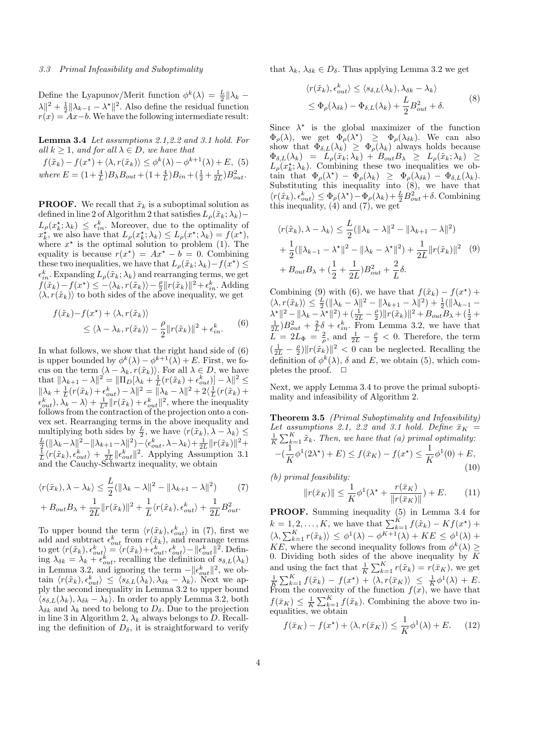### 3.3 Primal Infeasibility and Suboptimality

Define the Lyapunov/Merit function $\phi^k(\lambda) = \frac{L}{2}\|\lambda_k - \lambda\|^2 + \frac{1}{2}\|\lambda_{k-1} - \lambda^\star\|^2$. Also define the residual function $r(x) = Ax - b$. We have the following intermediate result:

**Lemma 3.4** *Let assumptions 2.1, 2.2 and 3.1 hold. For all $k \geq 1$, and for all $\lambda \in D$, we have that*

$$f(\tilde{x}_k) - f(x^\star) + \langle \lambda, r(\tilde{x}_k)\rangle \leq \phi^k(\lambda) - \phi^{k+1}(\lambda) + E, \quad (5)$$

*where $E = (1 + \frac{4}{L})B_\lambda B_{out} + (1 + \frac{4}{L})B_{in} + (\frac{1}{2} + \frac{1}{2L})B_{out}^2$.*

**PROOF.** We recall that $\tilde{x}_k$ is a suboptimal solution as defined in line 2 of Algorithm 2 that satisfies $L_\rho(\tilde{x}_k; \lambda_k) - L_\rho(x_k^\star; \lambda_k) \leq \epsilon_{in}^k$. Moreover, due to the optimality of $x_k^\star$, we also have that $L_\rho(x_k^\star; \lambda_k) \leq L_\rho(x^\star; \lambda_k) = f(x^\star)$, where $x^\star$ is the optimal solution to problem (1). The equality is because $r(x^\star) = Ax^\star - b = 0$. Combining these two inequalities, we have that $L_\rho(\tilde{x}_k; \lambda_k) - f(x^\star) \leq \epsilon_{in}^k$. Expanding $L_\rho(\tilde{x}_k; \lambda_k)$ and rearranging terms, we get $f(\tilde{x}_k) - f(x^\star) \leq -\langle \lambda_k, r(\tilde{x}_k)\rangle - \frac{\rho}{2}\|r(\tilde{x}_k)\|^2 + \epsilon_{in}^k$. Adding $\langle \lambda, r(\tilde{x}_k)\rangle$ to both sides of the above inequality, we get

$$\begin{aligned} f(\tilde{x}_k) - f(x^\star) &+ \langle \lambda, r(\tilde{x}_k)\rangle \\ &\leq \langle \lambda - \lambda_k, r(\tilde{x}_k)\rangle - \frac{\rho}{2}\|r(\tilde{x}_k)\|^2 + \epsilon_{in}^k. \end{aligned} \quad (6)$$

In what follows, we show that the right hand side of (6) is upper bounded by $\phi^k(\lambda) - \phi^{k+1}(\lambda) + E$. First, we focus on the term $\langle \lambda - \lambda_k, r(\tilde{x}_k)\rangle$. For all $\lambda \in D$, we have that $\|\lambda_{k+1} - \lambda\|^2 = \|\Pi_D[\lambda_k + \frac{1}{L}(r(\tilde{x}_k) + \epsilon_{out}^k)] - \lambda\|^2 \leq \|\lambda_k + \frac{1}{L}(r(\tilde{x}_k) + \epsilon_{out}^k) - \lambda\|^2 = \|\lambda_k - \lambda\|^2 + 2\langle \frac{1}{L}(r(\tilde{x}_k) + \epsilon_{out}^k), \lambda_k - \lambda\rangle + \frac{1}{L^2}\|r(\tilde{x}_k) + \epsilon_{out}^k\|^2$, where the inequality follows from the contraction of the projection onto a convex set. Rearranging terms in the above inequality and multiplying both sides by $\frac{L}{2}$, we have $\langle r(\tilde{x}_k), \lambda - \lambda_k\rangle \leq \frac{L}{2}(\|\lambda_k - \lambda\|^2 - \|\lambda_{k+1} - \lambda\|^2) - \langle \epsilon_{out}^k, \lambda - \lambda_k\rangle + \frac{1}{2L}\|r(\tilde{x}_k)\|^2 + \frac{1}{L}\langle r(\tilde{x}_k), \epsilon_{out}^k\rangle + \frac{1}{2L}\|\epsilon_{out}^k\|^2$. Applying Assumption 3.1 and the Cauchy-Schwartz inequality, we obtain

$$\begin{aligned} \langle r(\tilde{x}_k), \lambda - \lambda_k\rangle &\leq \frac{L}{2}(\|\lambda_k - \lambda\|^2 - \|\lambda_{k+1} - \lambda\|^2) \quad (7) \\ &+ B_{out}B_\lambda + \frac{1}{2L}\|r(\tilde{x}_k)\|^2 + \frac{1}{L}\langle r(\tilde{x}_k), \epsilon_{out}^k\rangle + \frac{1}{2L}B_{out}^2. \end{aligned}$$

To upper bound the term $\langle r(\tilde{x}_k), \epsilon_{out}^k\rangle$ in (7), first we add and subtract $\epsilon_{out}^k$ from $r(\tilde{x}_k)$, and rearrange terms to get $\langle r(\tilde{x}_k), \epsilon_{out}^k\rangle = \langle r(\tilde{x}_k) + \epsilon_{out}^k, \epsilon_{out}^k\rangle - \|\epsilon_{out}^k\|^2$. Defining $\lambda_{\delta k} = \lambda_k + \epsilon_{out}^k$, recalling the definition of $s_{\delta,L}(\lambda_k)$ in Lemma 3.2, and ignoring the term $-\|\epsilon_{out}^k\|^2$, we obtain $\langle r(\tilde{x}_k), \epsilon_{out}^k\rangle \leq \langle s_{\delta,L}(\lambda_k), \lambda_{\delta k} - \lambda_k\rangle$. Next we apply the second inequality in Lemma 3.2 to upper bound $\langle s_{\delta,L}(\lambda_k), \lambda_{\delta k} - \lambda_k\rangle$. In order to apply Lemma 3.2, both $\lambda_{\delta k}$ and $\lambda_k$ need to belong to $D_\delta$. Due to the projection in line 3 in Algorithm 2, $\lambda_k$ always belongs to $D$. Recalling the definition of $D_\delta$, it is straightforward to verify that $\lambda_k$, $\lambda_{\delta k} \in D_\delta$. Thus applying Lemma 3.2 we get

$$\begin{aligned} \langle r(\tilde{x}_k), \epsilon_{out}^k\rangle &\leq \langle s_{\delta,L}(\lambda_k), \lambda_{\delta k} - \lambda_k\rangle \\ &\leq \Phi_\rho(\lambda_{\delta k}) - \Phi_{\delta,L}(\lambda_k) + \frac{L}{2}B_{out}^2 + \delta. \end{aligned} \quad (8)$$

Since $\lambda^\star$ is the global maximizer of the function $\Phi_\rho(\lambda)$, we get $\Phi_\rho(\lambda^\star) \geq \Phi_\rho(\lambda_{\delta k})$. We can also show that $\Phi_{\delta,L}(\lambda_k) \geq \Phi_\rho(\lambda_k)$ always holds because $\Phi_{\delta,L}(\lambda_k) = L_\rho(\tilde{x}_k; \lambda_k) + B_{out}B_\lambda \geq L_\rho(\tilde{x}_k; \lambda_k) \geq L_\rho(x_k^\star; \lambda_k)$. Combining these two inequalities we obtain that $\Phi_\rho(\lambda^\star) - \Phi_\rho(\lambda_k) \geq \Phi_\rho(\lambda_{\delta k}) - \Phi_{\delta,L}(\lambda_k)$. Substituting this inequality into (8), we have that $\langle r(\tilde{x}_k), \epsilon_{out}^k\rangle \leq \Phi_\rho(\lambda^\star) - \Phi_\rho(\lambda_k) + \frac{L}{2}B_{out}^2 + \delta$. Combining this inequality, (4) and (7), we get

$$\begin{aligned} \langle r(\tilde{x}_k), \lambda - \lambda_k\rangle &\leq \frac{L}{2}(\|\lambda_k - \lambda\|^2 - \|\lambda_{k+1} - \lambda\|^2) \\ &+ \frac{1}{2}(\|\lambda_{k-1} - \lambda^\star\|^2 - \|\lambda_k - \lambda^\star\|^2) + \frac{1}{2L}\|r(\tilde{x}_k)\|^2 \quad (9) \\ &+ B_{out}B_\lambda + (\frac{1}{2} + \frac{1}{2L})B_{out}^2 + \frac{2}{L}\delta. \end{aligned}$$

Combining (9) with (6), we have that $f(\tilde{x}_k) - f(x^\star) + \langle \lambda, r(\tilde{x}_k)\rangle \leq \frac{L}{2}(\|\lambda_k - \lambda\|^2 - \|\lambda_{k+1} - \lambda\|^2) + \frac{1}{2}(\|\lambda_{k-1} - \lambda^\star\|^2 - \|\lambda_k - \lambda^\star\|^2) + (\frac{1}{2L} - \frac{\rho}{2})\|r(\tilde{x}_k)\|^2 + B_{out}B_\lambda + (\frac{1}{2} + \frac{1}{2L})B_{out}^2 + \frac{2}{L}\delta + \epsilon_{in}^k$. From Lemma 3.2, we have that $L = 2L_\Phi = \frac{2}{\rho}$, and $\frac{1}{2L} - \frac{\rho}{2} < 0$. Therefore, the term $(\frac{1}{2L} - \frac{\rho}{2})\|r(\tilde{x}_k)\|^2 < 0$ can be neglected. Recalling the definition of $\phi^k(\lambda)$, $\delta$ and $E$, we obtain (5), which completes the proof. $\square$

Next, we apply Lemma 3.4 to prove the primal suboptimality and infeasibility of Algorithm 2.

**Theorem 3.5** *(Primal Suboptimality and Infeasibility) Let assumptions 2.1, 2.2 and 3.1 hold. Define $\bar{x}_K = \frac{1}{K}\sum_{k=1}^K \tilde{x}_k$. Then, we have that (a) primal optimality:*

$$-(\frac{1}{K}\phi^1(2\lambda^\star) + E) \leq f(\bar{x}_K) - f(x^\star) \leq \frac{1}{K}\phi^1(0) + E, \quad (10)$$

*(b) primal feasibility:*

$$\|r(\bar{x}_K)\| \leq \frac{1}{K}\phi^1(\lambda^\star + \frac{r(\bar{x}_K)}{\|r(\bar{x}_K)\|}) + E. \quad (11)$$

**PROOF.** Summing inequality (5) in Lemma 3.4 for $k = 1, 2, \ldots, K$, we have that $\sum_{k=1}^K f(\tilde{x}_k) - Kf(x^\star) + \langle \lambda, \sum_{k=1}^K r(\tilde{x}_k)\rangle \leq \phi^1(\lambda) - \phi^{K+1}(\lambda) + KE \leq \phi^1(\lambda) + KE$, where the second inequality follows from $\phi^k(\lambda) \geq 0$. Dividing both sides of the above inequality by $K$ and using the fact that $\frac{1}{K}\sum_{k=1}^K r(\tilde{x}_k) = r(\bar{x}_K)$, we get $\frac{1}{K}\sum_{k=1}^K f(\tilde{x}_k) - f(x^\star) + \langle \lambda, r(\bar{x}_K)\rangle \leq \frac{1}{K}\phi^1(\lambda) + E$. From the convexity of the function $f(x)$, we have that $f(\bar{x}_K) \leq \frac{1}{K}\sum_{k=1}^K f(\tilde{x}_k)$. Combining the above two inequalities, we obtain

$$f(\bar{x}_K) - f(x^\star) + \langle \lambda, r(\bar{x}_K)\rangle \leq \frac{1}{K}\phi^1(\lambda) + E. \quad (12)$$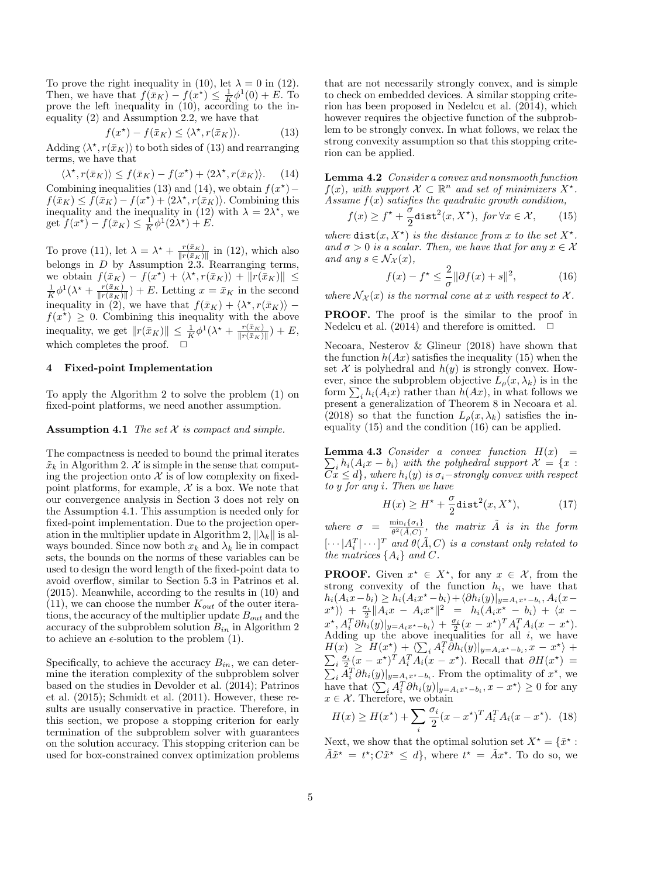To prove the right inequality in (10), let $\lambda = 0$ in (12). Then, we have that $f(\bar{x}_K) - f(x^\star) \le \frac{1}{K}\phi^1(0) + E$. To prove the left inequality in (10), according to the inequality (2) and Assumption 2.2, we have that

$$f(x^\star) - f(\bar{x}_K) \le \langle \lambda^\star, r(\bar{x}_K)\rangle. \tag{13}$$

Adding $\langle \lambda^\star, r(\bar{x}_K)\rangle$ to both sides of (13) and rearranging terms, we have that

$$\langle \lambda^\star, r(\bar{x}_K)\rangle \le f(\bar{x}_K) - f(x^\star) + \langle 2\lambda^\star, r(\bar{x}_K)\rangle. \tag{14}$$

Combining inequalities (13) and (14), we obtain $f(x^\star) - f(\bar{x}_K) \le f(\bar{x}_K) - f(x^\star) + \langle 2\lambda^\star, r(\bar{x}_K)\rangle$. Combining this inequality and the inequality in (12) with $\lambda = 2\lambda^\star$, we get $f(x^\star) - f(\bar{x}_K) \le \frac{1}{K}\phi^1(2\lambda^\star) + E$.

To prove (11), let $\lambda = \lambda^\star + \frac{r(\bar{x}_K)}{\|r(\bar{x}_K)\|}$ in (12), which also belongs in $D$ by Assumption 2.3. Rearranging terms, we obtain $f(\bar{x}_K) - f(x^\star) + \langle \lambda^\star, r(\bar{x}_K)\rangle + \|r(\bar{x}_K)\| \le \frac{1}{K}\phi^1(\lambda^\star + \frac{r(\bar{x}_K)}{\|r(\bar{x}_K)\|}) + E$. Letting $x = \bar{x}_K$ in the second inequality in (2), we have that $f(\bar{x}_K) + \langle \lambda^\star, r(\bar{x}_K)\rangle - f(x^\star) \ge 0$. Combining this inequality with the above inequality, we get $\|r(\bar{x}_K)\| \le \frac{1}{K}\phi^1(\lambda^\star + \frac{r(\bar{x}_K)}{\|r(\bar{x}_K)\|}) + E$, which completes the proof. $\square$

## 4 Fixed-point Implementation

To apply the Algorithm 2 to solve the problem (1) on fixed-point platforms, we need another assumption.

**Assumption 4.1** *The set $\mathcal{X}$ is compact and simple.*

The compactness is needed to bound the primal iterates $\tilde{x}_k$ in Algorithm 2. $\mathcal{X}$ is simple in the sense that computing the projection onto $\mathcal{X}$ is of low complexity on fixed-point platforms, for example, $\mathcal{X}$ is a box. We note that our convergence analysis in Section 3 does not rely on the Assumption 4.1. This assumption is needed only for fixed-point implementation. Due to the projection operation in the multiplier update in Algorithm 2, $\|\lambda_k\|$ is always bounded. Since now both $x_k$ and $\lambda_k$ lie in compact sets, the bounds on the norms of these variables can be used to design the word length of the fixed-point data to avoid overflow, similar to Section 5.3 in Patrinos et al. (2015). Meanwhile, according to the results in (10) and (11), we can choose the number $K_{out}$ of the outer iterations, the accuracy of the multiplier update $B_{out}$ and the accuracy of the subproblem solution $B_{in}$ in Algorithm 2 to achieve an $\epsilon$-solution to the problem (1).

Specifically, to achieve the accuracy $B_{in}$, we can determine the iteration complexity of the subproblem solver based on the studies in Devolder et al. (2014); Patrinos et al. (2015); Schmidt et al. (2011). However, these results are usually conservative in practice. Therefore, in this section, we propose a stopping criterion for early termination of the subproblem solver with guarantees on the solution accuracy. This stopping criterion can be used for box-constrained convex optimization problems that are not necessarily strongly convex, and is simple to check on embedded devices. A similar stopping criterion has been proposed in Nedelcu et al. (2014), which however requires the objective function of the subproblem to be strongly convex. In what follows, we relax the strong convexity assumption so that this stopping criterion can be applied.

**Lemma 4.2** *Consider a convex and nonsmooth function $f(x)$, with support $\mathcal{X} \subset \mathbb{R}^n$ and set of minimizers $X^\star$. Assume $f(x)$ satisfies the quadratic growth condition,*

$$f(x) \ge f^\star + \frac{\sigma}{2}\texttt{dist}^2(x, X^\star), \text{ for } \forall x \in \mathcal{X}, \tag{15}$$

*where $\texttt{dist}(x, X^\star)$ is the distance from $x$ to the set $X^\star$. and $\sigma > 0$ is a scalar. Then, we have that for any $x \in \mathcal{X}$ and any $s \in \mathcal{N}_{\mathcal{X}}(x)$,*

$$f(x) - f^\star \le \frac{2}{\sigma}\|\partial f(x) + s\|^2, \tag{16}$$

*where $\mathcal{N}_{\mathcal{X}}(x)$ is the normal cone at $x$ with respect to $\mathcal{X}$.*

**PROOF.** The proof is the similar to the proof in Nedelcu et al. (2014) and therefore is omitted. $\square$

Necoara, Nesterov & Glineur (2018) have shown that the function $h(Ax)$ satisfies the inequality (15) when the set $\mathcal{X}$ is polyhedral and $h(y)$ is strongly convex. However, since the subproblem objective $L_\rho(x, \lambda_k)$ is in the form $\sum_i h_i(A_i x)$ rather than $h(Ax)$, in what follows we present a generalization of Theorem 8 in Necoara et al. (2018) so that the function $L_\rho(x, \lambda_k)$ satisfies the inequality (15) and the condition (16) can be applied.

**Lemma 4.3** *Consider a convex function $H(x) = \sum_i h_i(A_i x - b_i)$ with the polyhedral support $\mathcal{X} = \{x : Cx \le d\}$, where $h_i(y)$ is $\sigma_i$−strongly convex with respect to $y$ for any $i$. Then we have*

$$H(x) \ge H^\star + \frac{\sigma}{2}\texttt{dist}^2(x, X^\star), \tag{17}$$

*where $\sigma = \frac{\min_i\{\sigma_i\}}{\theta^2(\tilde{A}, C)}$, the matrix $\tilde{A}$ is in the form $[\cdots|A_i^T|\cdots]^T$ and $\theta(\tilde{A}, C)$ is a constant only related to the matrices $\{A_i\}$ and $C$.*

**PROOF.** Given $x^\star \in X^\star$, for any $x \in \mathcal{X}$, from the strong convexity of the function $h_i$, we have that $h_i(A_i x - b_i) \ge h_i(A_i x^\star - b_i) + \langle \partial h_i(y)|_{y=A_i x^\star - b_i}, A_i(x - x^\star)\rangle + \frac{\sigma_i}{2}\|A_i x - A_i x^\star\|^2 = h_i(A_i x^\star - b_i) + \langle x - x^\star, A_i^T \partial h_i(y)|_{y=A_i x^\star - b_i}\rangle + \frac{\sigma_i}{2}(x - x^\star)^T A_i^T A_i (x - x^\star)$. Adding up the above inequalities for all $i$, we have $H(x) \ge H(x^\star) + \langle \sum_i A_i^T \partial h_i(y)|_{y=A_i x^\star - b_i}, x - x^\star\rangle + \sum_i \frac{\sigma_i}{2}(x - x^\star)^T A_i^T A_i (x - x^\star)$. Recall that $\partial H(x^\star) = \sum_i A_i^T \partial h_i(y)|_{y=A_i x^\star - b_i}$. From the optimality of $x^\star$, we have that $\langle \sum_i A_i^T \partial h_i(y)|_{y=A_i x^\star - b_i}, x - x^\star\rangle \ge 0$ for any $x \in \mathcal{X}$. Therefore, we obtain

$$H(x) \ge H(x^\star) + \sum_i \frac{\sigma_i}{2}(x - x^\star)^T A_i^T A_i (x - x^\star). \tag{18}$$

Next, we show that the optimal solution set $X^\star = \{\tilde{x}^\star : \tilde{A}\tilde{x}^\star = t^\star; C\tilde{x}^\star \le d\}$, where $t^\star = \tilde{A}x^\star$. To do so, we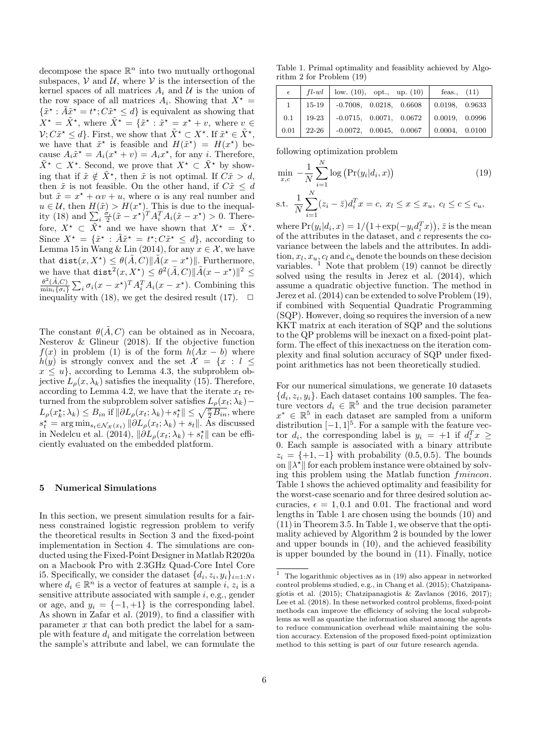decompose the space $\mathbb{R}^n$ into two mutually orthogonal subspaces, $\mathcal{V}$ and $\mathcal{U}$, where $\mathcal{V}$ is the intersection of the kernel spaces of all matrices $A_i$ and $\mathcal{U}$ is the union of the row space of all matrices $A_i$. Showing that $X^\star = \{\tilde{x}^\star : \tilde{A}\tilde{x}^\star = t^\star; C\tilde{x}^\star \leq d\}$ is equivalent as showing that $X^\star = \tilde{X}^\star$, where $\tilde{X}^\star = \{\tilde{x}^\star : \tilde{x}^\star = x^\star + v$, where $v \in \mathcal{V}; C\tilde{x}^\star \leq d\}$. First, we show that $\tilde{X}^\star \subset X^\star$. If $\tilde{x}^\star \in \tilde{X}^\star$, we have that $\tilde{x}^\star$ is feasible and $H(\tilde{x}^\star) = H(x^\star)$ because $A_i\tilde{x}^\star = A_i(x^\star + v) = A_i x^\star$, for any $i$. Therefore, $\tilde{X}^\star \subset X^\star$. Second, we prove that $X^\star \subset \tilde{X}^\star$ by showing that if $\tilde{x} \notin \tilde{X}^\star$, then $\tilde{x}$ is not optimal. If $C\tilde{x} > d$, then $\tilde{x}$ is not feasible. On the other hand, if $C\tilde{x} \leq d$ but $\tilde{x} = x^\star + \alpha v + u$, where $\alpha$ is any real number and $u \in \mathcal{U}$, then $H(\tilde{x}) > H(x^\star)$. This is due to the inequality (18) and $\sum_i \frac{\sigma_i}{2}(\tilde{x} - x^\star)^T A_i^T A_i(\tilde{x} - x^\star) > 0$. Therefore, $X^\star \subset \tilde{X}^\star$ and we have shown that $X^\star = \tilde{X}^\star$. Since $X^\star = \{\tilde{x}^\star : \tilde{A}\tilde{x}^\star = t^\star; C\tilde{x}^\star \leq d\}$, according to Lemma 15 in Wang & Lin (2014), for any $x \in \mathcal{X}$, we have that $\texttt{dist}(x, X^\star) \leq \theta(\tilde{A}, C)\|\tilde{A}(x - x^\star)\|$. Furthermore, we have that $\texttt{dist}^2(x, X^\star) \leq \theta^2(\tilde{A}, C)\|\tilde{A}(x - x^\star)\|^2 \leq \frac{\theta^2(\tilde{A}, C)}{\min_i\{\sigma_i\}} \sum_i \sigma_i (x - x^\star)^T A_i^T A_i (x - x^\star)$. Combining this inequality with (18), we get the desired result (17). $\square$

The constant $\theta(\tilde{A}, C)$ can be obtained as in Necoara, Nesterov & Glineur (2018). If the objective function $f(x)$ in problem (1) is of the form $h(Ax - b)$ where $h(y)$ is strongly convex and the set $\mathcal{X} = \{x : l \leq x \leq u\}$, according to Lemma 4.3, the subproblem objective $L_\rho(x, \lambda_k)$ satisfies the inequality (15). Therefore, according to Lemma 4.2, we have that the iterate $x_t$ returned from the subproblem solver satisfies $L_\rho(x_t; \lambda_k) - L_\rho(x_k^\star; \lambda_k) \leq B_{in}$ if $\|\partial L_\rho(x_t; \lambda_k) + s_t^\star\| \leq \sqrt{\frac{\sigma}{2} B_{in}}$, where $s_t^\star = \arg\min_{s_t \in \mathcal{N}_\mathcal{X}(x_t)} \|\partial L_\rho(x_t; \lambda_k) + s_t\|$. As discussed in Nedelcu et al. (2014), $\|\partial L_\rho(x_t; \lambda_k) + s_t^\star\|$ can be efficiently evaluated on the embedded platform.

## 5 Numerical Simulations

In this section, we present simulation results for a fairness constrained logistic regression problem to verify the theoretical results in Section 3 and the fixed-point implementation in Section 4. The simulations are conducted using the Fixed-Point Designer in Matlab R2020a on a Macbook Pro with 2.3GHz Quad-Core Intel Core i5. Specifically, we consider the dataset $\{d_i, z_i, y_i\}_{i=1:N}$, where $d_i \in \mathbb{R}^n$ is a vector of features at sample $i$, $z_i$ is a sensitive attribute associated with sample $i$, e.g., gender or age, and $y_i = \{-1, +1\}$ is the corresponding label. As shown in Zafar et al. (2019), to find a classifier with parameter $x$ that can both predict the label for a sample with feature $d_i$ and mitigate the correlation between the sample's attribute and label, we can formulate the following optimization problem

$$\min_{x,c} \; -\frac{1}{N}\sum_{i=1}^{N} \log\left(\Pr(y_i|d_i, x)\right) \tag{19}$$

$$\text{s.t. } \frac{1}{N}\sum_{i=1}^{N}(z_i - \bar{z})d_i^T x = c,\; x_l \leq x \leq x_u,\; c_l \leq c \leq c_u,$$

where $\Pr(y_i|d_i, x) = 1/\big(1+\exp(-y_i d_i^T x)\big)$, $\bar{z}$ is the mean of the attributes in the dataset, and $c$ represents the covariance between the labels and the attributes. In addition, $x_l$, $x_u$, $c_l$ and $c_u$ denote the bounds on these decision variables. [1] Note that problem (19) cannot be directly solved using the results in Jerez et al. (2014), which assume a quadratic objective function. The method in Jerez et al. (2014) can be extended to solve Problem (19), if combined with Sequential Quadratic Programming (SQP). However, doing so requires the inversion of a new KKT matrix at each iteration of SQP and the solutions to the QP problems will be inexact on a fixed-point platform. The effect of this inexactness on the iteration complexity and final solution accuracy of SQP under fixed-point arithmetics has not been theoretically studied.

Table 1. Primal optimality and feasiblity achieved by Algorithm 2 for Problem (19)

| $\epsilon$ | $fl$-$wl$ | low. (10), opt., up. (10) | feas., (11) |
|---|---|---|---|
| 1 | 15-19 | -0.7008, 0.0218, 0.6608 | 0.0198, 0.9633 |
| 0.1 | 19-23 | -0.0715, 0.0071, 0.0672 | 0.0019, 0.0996 |
| 0.01 | 22-26 | -0.0072, 0.0045, 0.0067 | 0.0004, 0.0100 |

For our numerical simulations, we generate 10 datasets $\{d_i, z_i, y_i\}$. Each dataset contains 100 samples. The feature vectors $d_i \in \mathbb{R}^5$ and the true decision parameter $x^* \in \mathbb{R}^5$ in each dataset are sampled from a uniform distribution $[-1, 1]^5$. For a sample with the feature vector $d_i$, the corresponding label is $y_i = +1$ if $d_i^T x \geq 0$. Each sample is associated with a binary attribute $z_i = \{+1, -1\}$ with probability $(0.5, 0.5)$. The bounds on $\|\lambda^\star\|$ for each problem instance were obtained by solving this problem using the Matlab function *fmincon*. Table 1 shows the achieved optimality and feasibility for the worst-case scenario and for three desired solution accuracies, $\epsilon = 1, 0.1$ and $0.01$. The fractional and word lengths in Table 1 are chosen using the bounds (10) and (11) in Theorem 3.5. In Table 1, we observe that the optimality achieved by Algorithm 2 is bounded by the lower and upper bounds in (10), and the achieved feasibility is upper bounded by the bound in (11). Finally, notice

[1] The logarithmic objectives as in (19) also appear in networked control problems studied, e.g., in Chang et al. (2015); Chatzipanagiotis et al. (2015); Chatzipanagiotis & Zavlanos (2016, 2017); Lee et al. (2018). In these networked control problems, fixed-point methods can improve the efficiency of solving the local subproblems as well as quantize the information shared among the agents to reduce communication overhead while maintaining the solution accuracy. Extension of the proposed fixed-point optimization method to this setting is part of our future research agenda.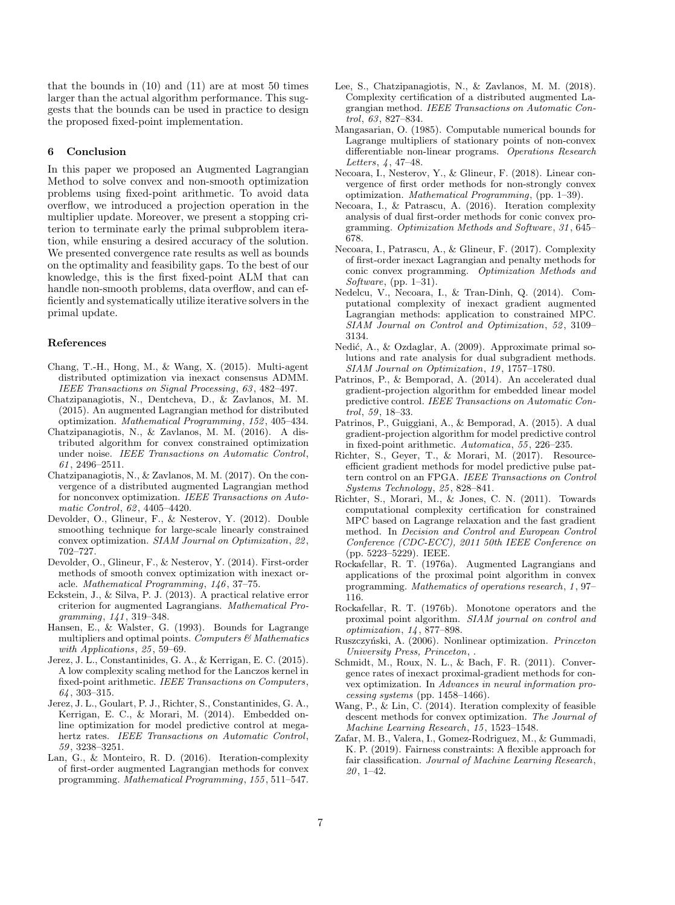that the bounds in (10) and (11) are at most 50 times larger than the actual algorithm performance. This suggests that the bounds can be used in practice to design the proposed fixed-point implementation.

## 6 Conclusion

In this paper we proposed an Augmented Lagrangian Method to solve convex and non-smooth optimization problems using fixed-point arithmetic. To avoid data overflow, we introduced a projection operation in the multiplier update. Moreover, we present a stopping criterion to terminate early the primal subproblem iteration, while ensuring a desired accuracy of the solution. We presented convergence rate results as well as bounds on the optimality and feasibility gaps. To the best of our knowledge, this is the first fixed-point ALM that can handle non-smooth problems, data overflow, and can efficiently and systematically utilize iterative solvers in the primal update.

## References

Chang, T.-H., Hong, M., & Wang, X. (2015). Multi-agent distributed optimization via inexact consensus ADMM. *IEEE Transactions on Signal Processing*, *63*, 482–497.

Chatzipanagiotis, N., Dentcheva, D., & Zavlanos, M. M. (2015). An augmented Lagrangian method for distributed optimization. *Mathematical Programming*, *152*, 405–434.

Chatzipanagiotis, N., & Zavlanos, M. M. (2016). A distributed algorithm for convex constrained optimization under noise. *IEEE Transactions on Automatic Control*, *61*, 2496–2511.

Chatzipanagiotis, N., & Zavlanos, M. M. (2017). On the convergence of a distributed augmented Lagrangian method for nonconvex optimization. *IEEE Transactions on Automatic Control*, *62*, 4405–4420.

Devolder, O., Glineur, F., & Nesterov, Y. (2012). Double smoothing technique for large-scale linearly constrained convex optimization. *SIAM Journal on Optimization*, *22*, 702–727.

Devolder, O., Glineur, F., & Nesterov, Y. (2014). First-order methods of smooth convex optimization with inexact oracle. *Mathematical Programming*, *146*, 37–75.

Eckstein, J., & Silva, P. J. (2013). A practical relative error criterion for augmented Lagrangians. *Mathematical Programming*, *141*, 319–348.

Hansen, E., & Walster, G. (1993). Bounds for Lagrange multipliers and optimal points. *Computers & Mathematics with Applications*, *25*, 59–69.

Jerez, J. L., Constantinides, G. A., & Kerrigan, E. C. (2015). A low complexity scaling method for the Lanczos kernel in fixed-point arithmetic. *IEEE Transactions on Computers*, *64*, 303–315.

Jerez, J. L., Goulart, P. J., Richter, S., Constantinides, G. A., Kerrigan, E. C., & Morari, M. (2014). Embedded online optimization for model predictive control at megahertz rates. *IEEE Transactions on Automatic Control*, *59*, 3238–3251.

Lan, G., & Monteiro, R. D. (2016). Iteration-complexity of first-order augmented Lagrangian methods for convex programming. *Mathematical Programming*, *155*, 511–547.

Lee, S., Chatzipanagiotis, N., & Zavlanos, M. M. (2018). Complexity certification of a distributed augmented Lagrangian method. *IEEE Transactions on Automatic Control*, *63*, 827–834.

Mangasarian, O. (1985). Computable numerical bounds for Lagrange multipliers of stationary points of non-convex differentiable non-linear programs. *Operations Research Letters*, *4*, 47–48.

Necoara, I., Nesterov, Y., & Glineur, F. (2018). Linear convergence of first order methods for non-strongly convex optimization. *Mathematical Programming*, (pp. 1–39).

Necoara, I., & Patrascu, A. (2016). Iteration complexity analysis of dual first-order methods for conic convex programming. *Optimization Methods and Software*, *31*, 645–678.

Necoara, I., Patrascu, A., & Glineur, F. (2017). Complexity of first-order inexact Lagrangian and penalty methods for conic convex programming. *Optimization Methods and Software*, (pp. 1–31).

Nedelcu, V., Necoara, I., & Tran-Dinh, Q. (2014). Computational complexity of inexact gradient augmented Lagrangian methods: application to constrained MPC. *SIAM Journal on Control and Optimization*, *52*, 3109–3134.

Nedić, A., & Ozdaglar, A. (2009). Approximate primal solutions and rate analysis for dual subgradient methods. *SIAM Journal on Optimization*, *19*, 1757–1780.

Patrinos, P., & Bemporad, A. (2014). An accelerated dual gradient-projection algorithm for embedded linear model predictive control. *IEEE Transactions on Automatic Control*, *59*, 18–33.

Patrinos, P., Guiggiani, A., & Bemporad, A. (2015). A dual gradient-projection algorithm for model predictive control in fixed-point arithmetic. *Automatica*, *55*, 226–235.

Richter, S., Geyer, T., & Morari, M. (2017). Resource-efficient gradient methods for model predictive pulse pattern control on an FPGA. *IEEE Transactions on Control Systems Technology*, *25*, 828–841.

Richter, S., Morari, M., & Jones, C. N. (2011). Towards computational complexity certification for constrained MPC based on Lagrange relaxation and the fast gradient method. In *Decision and Control and European Control Conference (CDC-ECC), 2011 50th IEEE Conference on* (pp. 5223–5229). IEEE.

Rockafellar, R. T. (1976a). Augmented Lagrangians and applications of the proximal point algorithm in convex programming. *Mathematics of operations research*, *1*, 97–116.

Rockafellar, R. T. (1976b). Monotone operators and the proximal point algorithm. *SIAM journal on control and optimization*, *14*, 877–898.

Ruszczyński, A. (2006). Nonlinear optimization. *Princeton University Press, Princeton*, .

Schmidt, M., Roux, N. L., & Bach, F. R. (2011). Convergence rates of inexact proximal-gradient methods for convex optimization. In *Advances in neural information processing systems* (pp. 1458–1466).

Wang, P., & Lin, C. (2014). Iteration complexity of feasible descent methods for convex optimization. *The Journal of Machine Learning Research*, *15*, 1523–1548.

Zafar, M. B., Valera, I., Gomez-Rodriguez, M., & Gummadi, K. P. (2019). Fairness constraints: A flexible approach for fair classification. *Journal of Machine Learning Research*, *20*, 1–42.